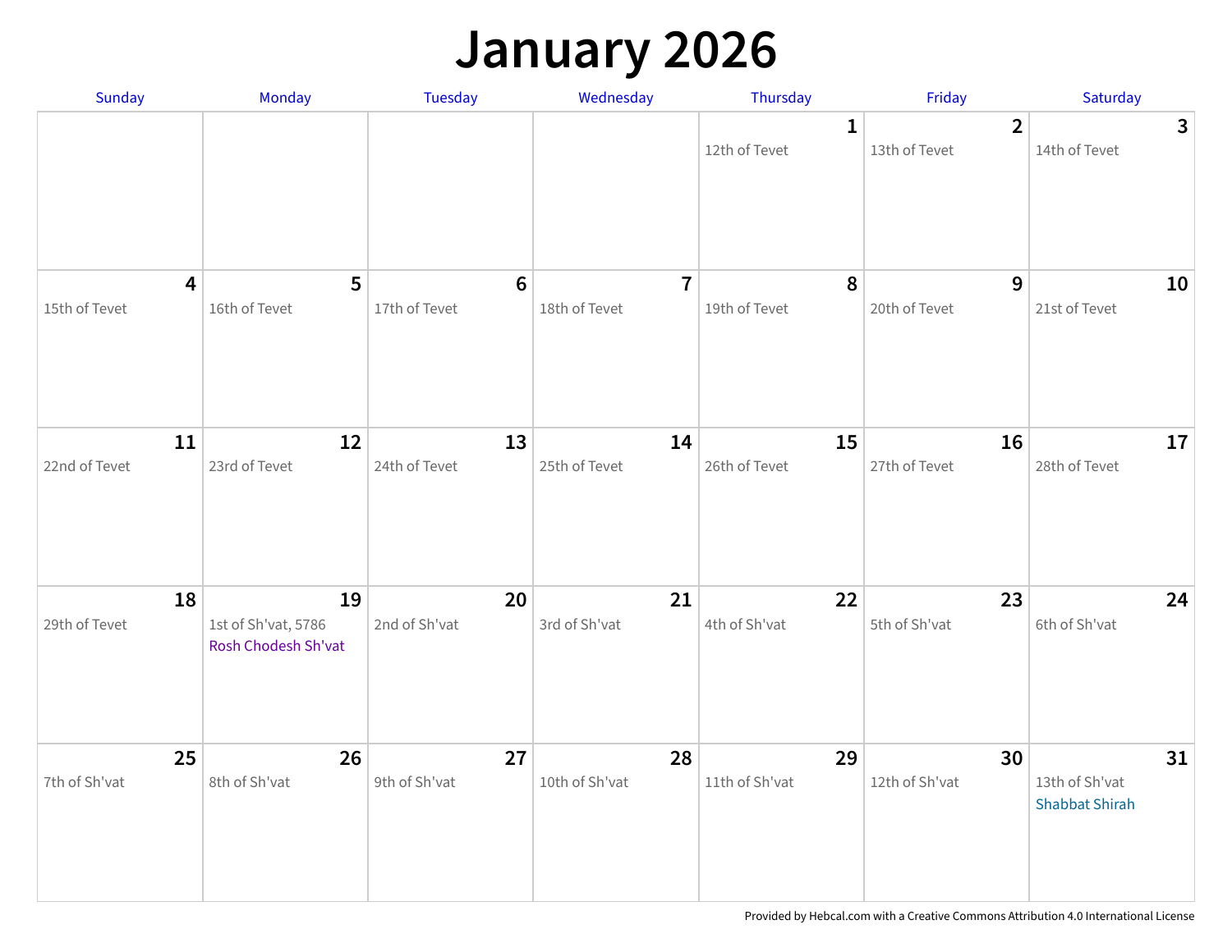# January 2026

| Sunday | Monday | Tuesday | Wednesday | Thursday | Friday | Saturday |
|---|---|---|---|---|---|---|
| | | | | 1<br>12th of Tevet | 2<br>13th of Tevet | 3<br>14th of Tevet |
| 4<br>15th of Tevet | 5<br>16th of Tevet | 6<br>17th of Tevet | 7<br>18th of Tevet | 8<br>19th of Tevet | 9<br>20th of Tevet | 10<br>21st of Tevet |
| 11<br>22nd of Tevet | 12<br>23rd of Tevet | 13<br>24th of Tevet | 14<br>25th of Tevet | 15<br>26th of Tevet | 16<br>27th of Tevet | 17<br>28th of Tevet |
| 18<br>29th of Tevet | 19<br>1st of Sh'vat, 5786<br>Rosh Chodesh Sh'vat | 20<br>2nd of Sh'vat | 21<br>3rd of Sh'vat | 22<br>4th of Sh'vat | 23<br>5th of Sh'vat | 24<br>6th of Sh'vat |
| 25<br>7th of Sh'vat | 26<br>8th of Sh'vat | 27<br>9th of Sh'vat | 28<br>10th of Sh'vat | 29<br>11th of Sh'vat | 30<br>12th of Sh'vat | 31<br>13th of Sh'vat<br>Shabbat Shirah |

Provided by Hebcal.com with a Creative Commons Attribution 4.0 International License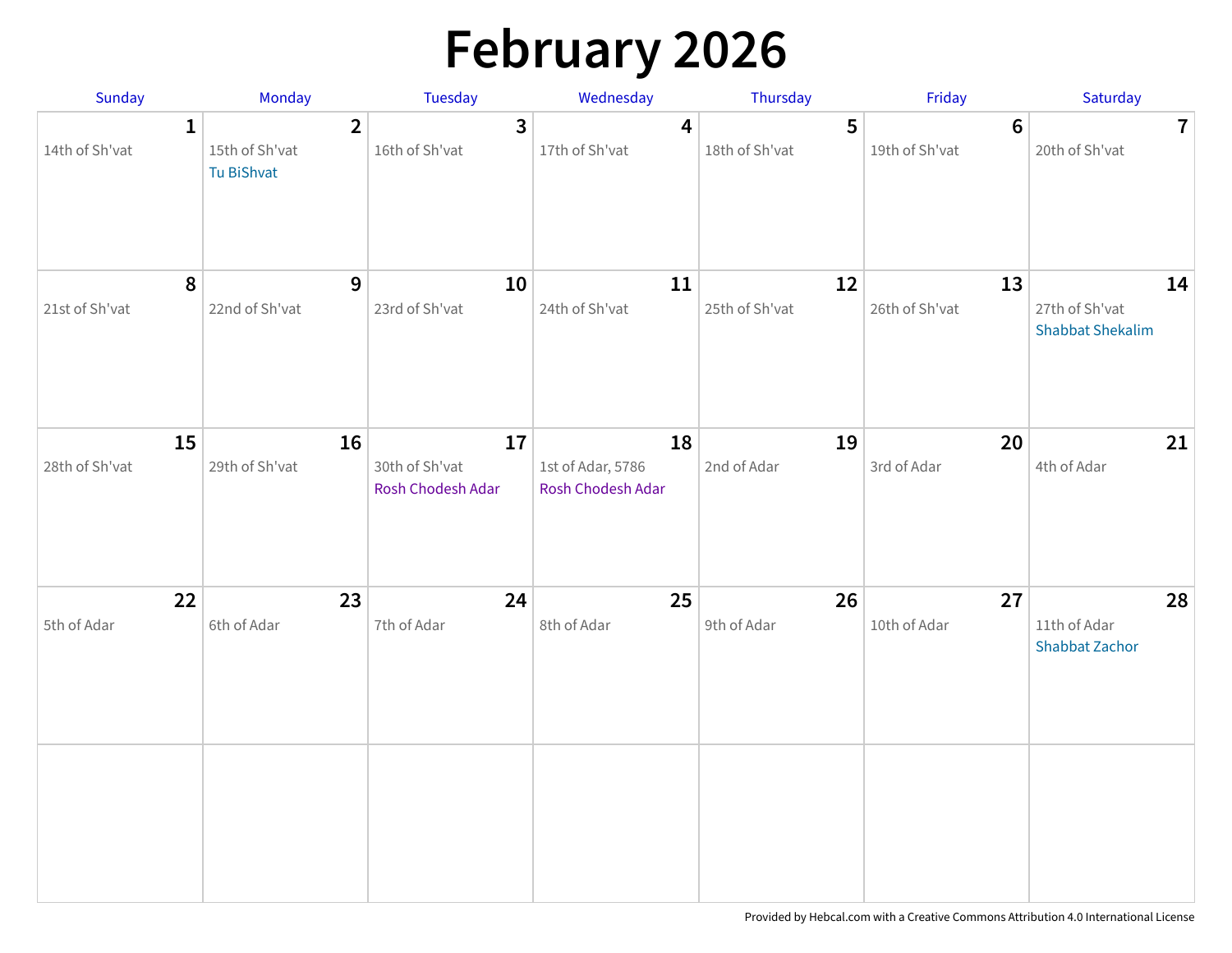# February 2026

| Sunday | Monday | Tuesday | Wednesday | Thursday | Friday | Saturday |
|---|---|---|---|---|---|---|
| **1**<br>14th of Sh'vat | **2**<br>15th of Sh'vat<br>Tu BiShvat | **3**<br>16th of Sh'vat | **4**<br>17th of Sh'vat | **5**<br>18th of Sh'vat | **6**<br>19th of Sh'vat | **7**<br>20th of Sh'vat |
| **8**<br>21st of Sh'vat | **9**<br>22nd of Sh'vat | **10**<br>23rd of Sh'vat | **11**<br>24th of Sh'vat | **12**<br>25th of Sh'vat | **13**<br>26th of Sh'vat | **14**<br>27th of Sh'vat<br>Shabbat Shekalim |
| **15**<br>28th of Sh'vat | **16**<br>29th of Sh'vat | **17**<br>30th of Sh'vat<br>Rosh Chodesh Adar | **18**<br>1st of Adar, 5786<br>Rosh Chodesh Adar | **19**<br>2nd of Adar | **20**<br>3rd of Adar | **21**<br>4th of Adar |
| **22**<br>5th of Adar | **23**<br>6th of Adar | **24**<br>7th of Adar | **25**<br>8th of Adar | **26**<br>9th of Adar | **27**<br>10th of Adar | **28**<br>11th of Adar<br>Shabbat Zachor |
| | | | | | | |

Provided by Hebcal.com with a Creative Commons Attribution 4.0 International License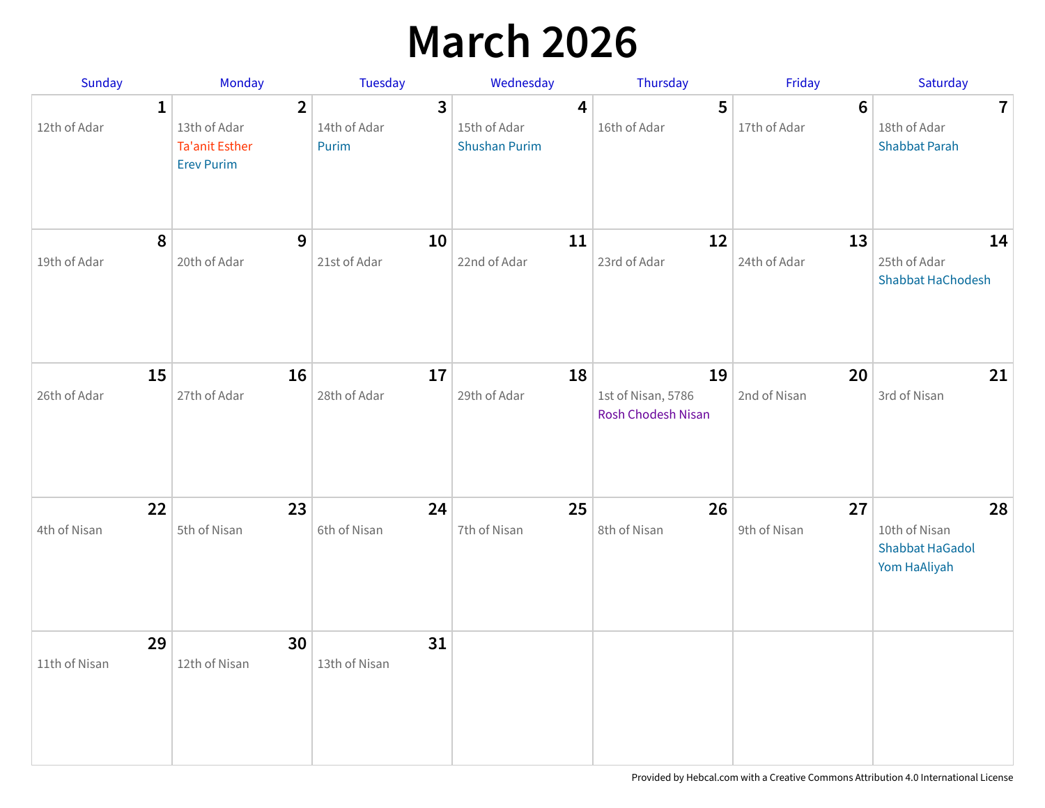# March 2026

| Sunday | Monday | Tuesday | Wednesday | Thursday | Friday | Saturday |
|---|---|---|---|---|---|---|
| **1**<br>12th of Adar | **2**<br>13th of Adar<br>Ta'anit Esther<br>Erev Purim | **3**<br>14th of Adar<br>Purim | **4**<br>15th of Adar<br>Shushan Purim | **5**<br>16th of Adar | **6**<br>17th of Adar | **7**<br>18th of Adar<br>Shabbat Parah |
| **8**<br>19th of Adar | **9**<br>20th of Adar | **10**<br>21st of Adar | **11**<br>22nd of Adar | **12**<br>23rd of Adar | **13**<br>24th of Adar | **14**<br>25th of Adar<br>Shabbat HaChodesh |
| **15**<br>26th of Adar | **16**<br>27th of Adar | **17**<br>28th of Adar | **18**<br>29th of Adar | **19**<br>1st of Nisan, 5786<br>Rosh Chodesh Nisan | **20**<br>2nd of Nisan | **21**<br>3rd of Nisan |
| **22**<br>4th of Nisan | **23**<br>5th of Nisan | **24**<br>6th of Nisan | **25**<br>7th of Nisan | **26**<br>8th of Nisan | **27**<br>9th of Nisan | **28**<br>10th of Nisan<br>Shabbat HaGadol<br>Yom HaAliyah |
| **29**<br>11th of Nisan | **30**<br>12th of Nisan | **31**<br>13th of Nisan | | | | |

Provided by Hebcal.com with a Creative Commons Attribution 4.0 International License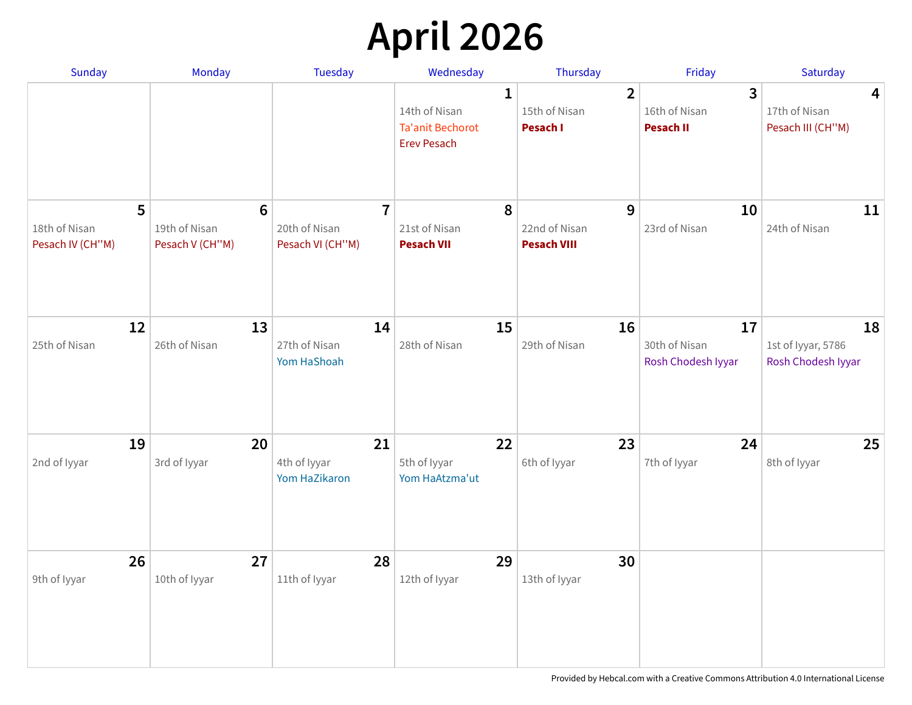# April 2026

| Sunday | Monday | Tuesday | Wednesday | Thursday | Friday | Saturday |
|---|---|---|---|---|---|---|
| | | | **1** 14th of Nisan Ta'anit Bechorot Erev Pesach | **2** 15th of Nisan **Pesach I** | **3** 16th of Nisan **Pesach II** | **4** 17th of Nisan Pesach III (CH''M) |
| **5** 18th of Nisan Pesach IV (CH''M) | **6** 19th of Nisan Pesach V (CH''M) | **7** 20th of Nisan Pesach VI (CH''M) | **8** 21st of Nisan **Pesach VII** | **9** 22nd of Nisan **Pesach VIII** | **10** 23rd of Nisan | **11** 24th of Nisan |
| **12** 25th of Nisan | **13** 26th of Nisan | **14** 27th of Nisan Yom HaShoah | **15** 28th of Nisan | **16** 29th of Nisan | **17** 30th of Nisan Rosh Chodesh Iyyar | **18** 1st of Iyyar, 5786 Rosh Chodesh Iyyar |
| **19** 2nd of Iyyar | **20** 3rd of Iyyar | **21** 4th of Iyyar Yom HaZikaron | **22** 5th of Iyyar Yom HaAtzma'ut | **23** 6th of Iyyar | **24** 7th of Iyyar | **25** 8th of Iyyar |
| **26** 9th of Iyyar | **27** 10th of Iyyar | **28** 11th of Iyyar | **29** 12th of Iyyar | **30** 13th of Iyyar | | |

Provided by Hebcal.com with a Creative Commons Attribution 4.0 International License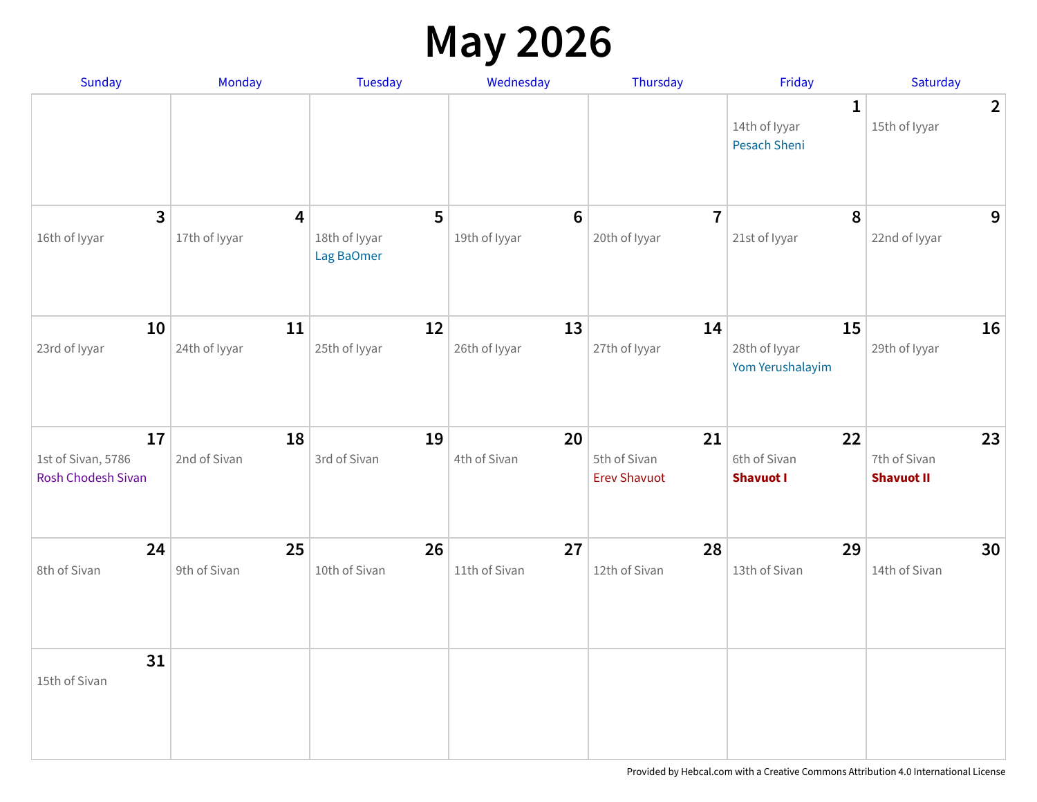# May 2026

| Sunday | Monday | Tuesday | Wednesday | Thursday | Friday | Saturday |
|---|---|---|---|---|---|---|
| | | | | | 1<br>14th of Iyyar<br>Pesach Sheni | 2<br>15th of Iyyar |
| 3<br>16th of Iyyar | 4<br>17th of Iyyar | 5<br>18th of Iyyar<br>Lag BaOmer | 6<br>19th of Iyyar | 7<br>20th of Iyyar | 8<br>21st of Iyyar | 9<br>22nd of Iyyar |
| 10<br>23rd of Iyyar | 11<br>24th of Iyyar | 12<br>25th of Iyyar | 13<br>26th of Iyyar | 14<br>27th of Iyyar | 15<br>28th of Iyyar<br>Yom Yerushalayim | 16<br>29th of Iyyar |
| 17<br>1st of Sivan, 5786<br>Rosh Chodesh Sivan | 18<br>2nd of Sivan | 19<br>3rd of Sivan | 20<br>4th of Sivan | 21<br>5th of Sivan<br>Erev Shavuot | 22<br>6th of Sivan<br>**Shavuot I** | 23<br>7th of Sivan<br>**Shavuot II** |
| 24<br>8th of Sivan | 25<br>9th of Sivan | 26<br>10th of Sivan | 27<br>11th of Sivan | 28<br>12th of Sivan | 29<br>13th of Sivan | 30<br>14th of Sivan |
| 31<br>15th of Sivan | | | | | | |

Provided by Hebcal.com with a Creative Commons Attribution 4.0 International License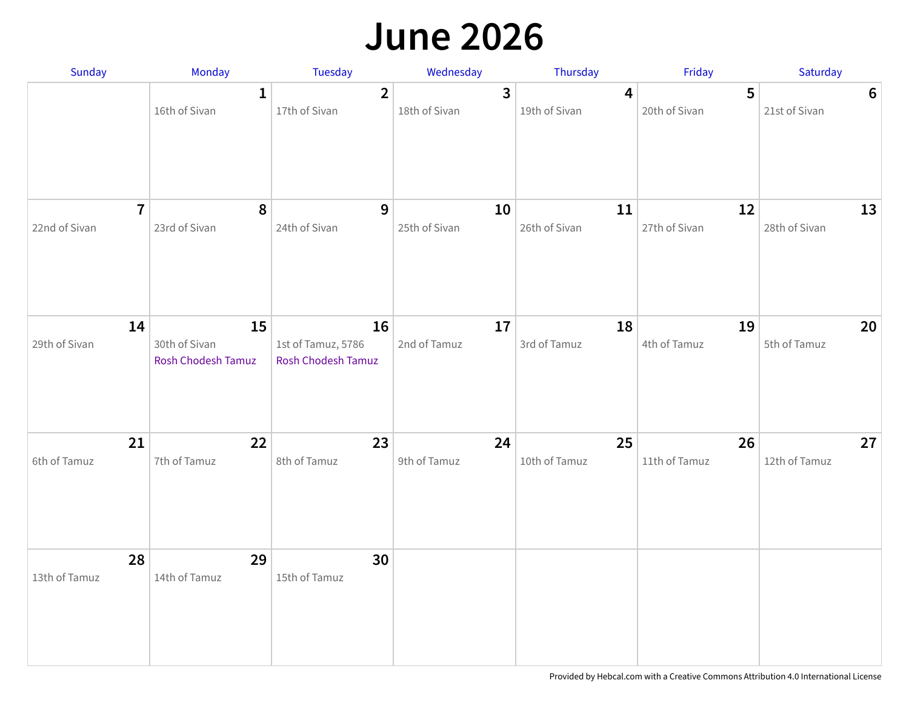# June 2026

| Sunday | Monday | Tuesday | Wednesday | Thursday | Friday | Saturday |
|---|---|---|---|---|---|---|
| | **1** 16th of Sivan | **2** 17th of Sivan | **3** 18th of Sivan | **4** 19th of Sivan | **5** 20th of Sivan | **6** 21st of Sivan |
| **7** 22nd of Sivan | **8** 23rd of Sivan | **9** 24th of Sivan | **10** 25th of Sivan | **11** 26th of Sivan | **12** 27th of Sivan | **13** 28th of Sivan |
| **14** 29th of Sivan | **15** 30th of Sivan Rosh Chodesh Tamuz | **16** 1st of Tamuz, 5786 Rosh Chodesh Tamuz | **17** 2nd of Tamuz | **18** 3rd of Tamuz | **19** 4th of Tamuz | **20** 5th of Tamuz |
| **21** 6th of Tamuz | **22** 7th of Tamuz | **23** 8th of Tamuz | **24** 9th of Tamuz | **25** 10th of Tamuz | **26** 11th of Tamuz | **27** 12th of Tamuz |
| **28** 13th of Tamuz | **29** 14th of Tamuz | **30** 15th of Tamuz | | | | |

Provided by Hebcal.com with a Creative Commons Attribution 4.0 International License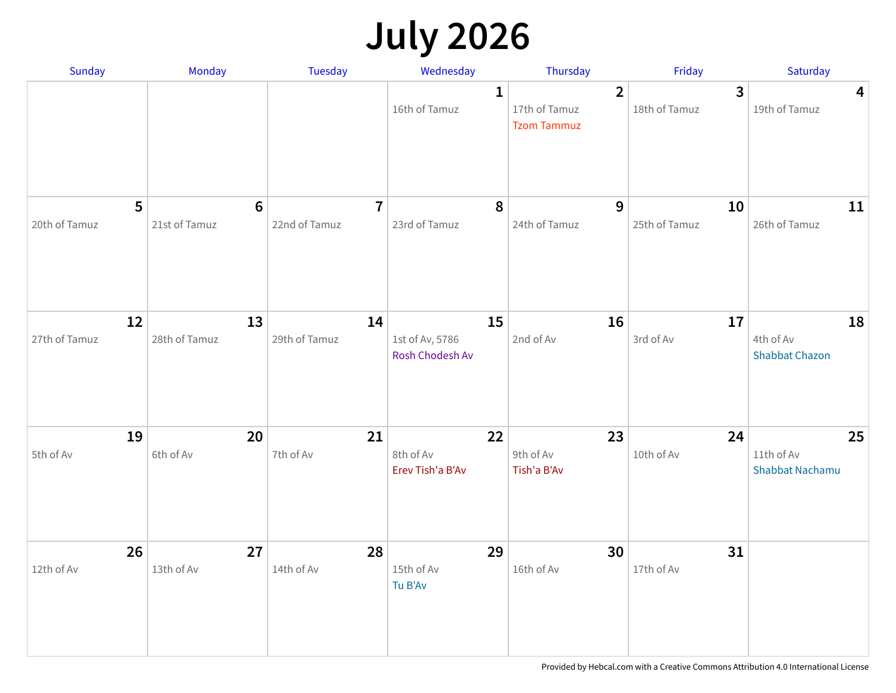# July 2026

| Sunday | Monday | Tuesday | Wednesday | Thursday | Friday | Saturday |
|---|---|---|---|---|---|---|
| | | | **1**<br>16th of Tamuz | **2**<br>17th of Tamuz<br>Tzom Tammuz | **3**<br>18th of Tamuz | **4**<br>19th of Tamuz |
| **5**<br>20th of Tamuz | **6**<br>21st of Tamuz | **7**<br>22nd of Tamuz | **8**<br>23rd of Tamuz | **9**<br>24th of Tamuz | **10**<br>25th of Tamuz | **11**<br>26th of Tamuz |
| **12**<br>27th of Tamuz | **13**<br>28th of Tamuz | **14**<br>29th of Tamuz | **15**<br>1st of Av, 5786<br>Rosh Chodesh Av | **16**<br>2nd of Av | **17**<br>3rd of Av | **18**<br>4th of Av<br>Shabbat Chazon |
| **19**<br>5th of Av | **20**<br>6th of Av | **21**<br>7th of Av | **22**<br>8th of Av<br>Erev Tish'a B'Av | **23**<br>9th of Av<br>Tish'a B'Av | **24**<br>10th of Av | **25**<br>11th of Av<br>Shabbat Nachamu |
| **26**<br>12th of Av | **27**<br>13th of Av | **28**<br>14th of Av | **29**<br>15th of Av<br>Tu B'Av | **30**<br>16th of Av | **31**<br>17th of Av | |

Provided by Hebcal.com with a Creative Commons Attribution 4.0 International License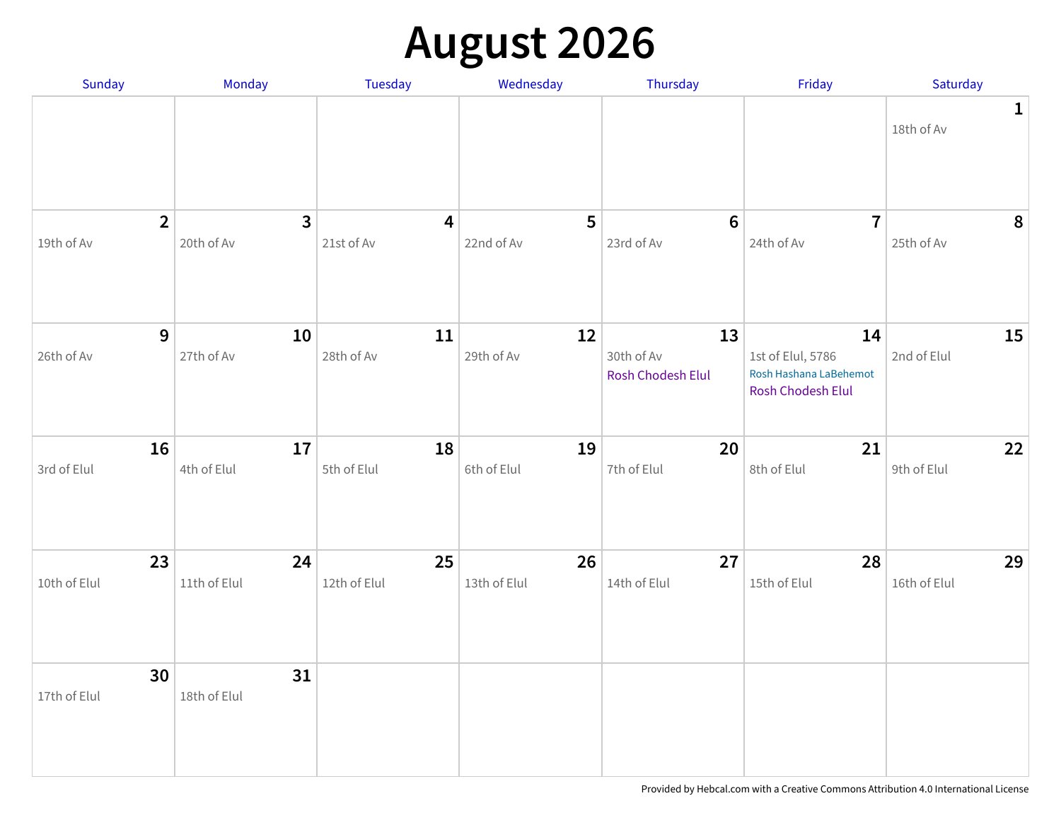# August 2026

| Sunday | Monday | Tuesday | Wednesday | Thursday | Friday | Saturday |
|---|---|---|---|---|---|---|
| | | | | | | **1**<br>18th of Av |
| **2**<br>19th of Av | **3**<br>20th of Av | **4**<br>21st of Av | **5**<br>22nd of Av | **6**<br>23rd of Av | **7**<br>24th of Av | **8**<br>25th of Av |
| **9**<br>26th of Av | **10**<br>27th of Av | **11**<br>28th of Av | **12**<br>29th of Av | **13**<br>30th of Av<br>Rosh Chodesh Elul | **14**<br>1st of Elul, 5786<br>Rosh Hashana LaBehemot<br>Rosh Chodesh Elul | **15**<br>2nd of Elul |
| **16**<br>3rd of Elul | **17**<br>4th of Elul | **18**<br>5th of Elul | **19**<br>6th of Elul | **20**<br>7th of Elul | **21**<br>8th of Elul | **22**<br>9th of Elul |
| **23**<br>10th of Elul | **24**<br>11th of Elul | **25**<br>12th of Elul | **26**<br>13th of Elul | **27**<br>14th of Elul | **28**<br>15th of Elul | **29**<br>16th of Elul |
| **30**<br>17th of Elul | **31**<br>18th of Elul | | | | | |

Provided by Hebcal.com with a Creative Commons Attribution 4.0 International License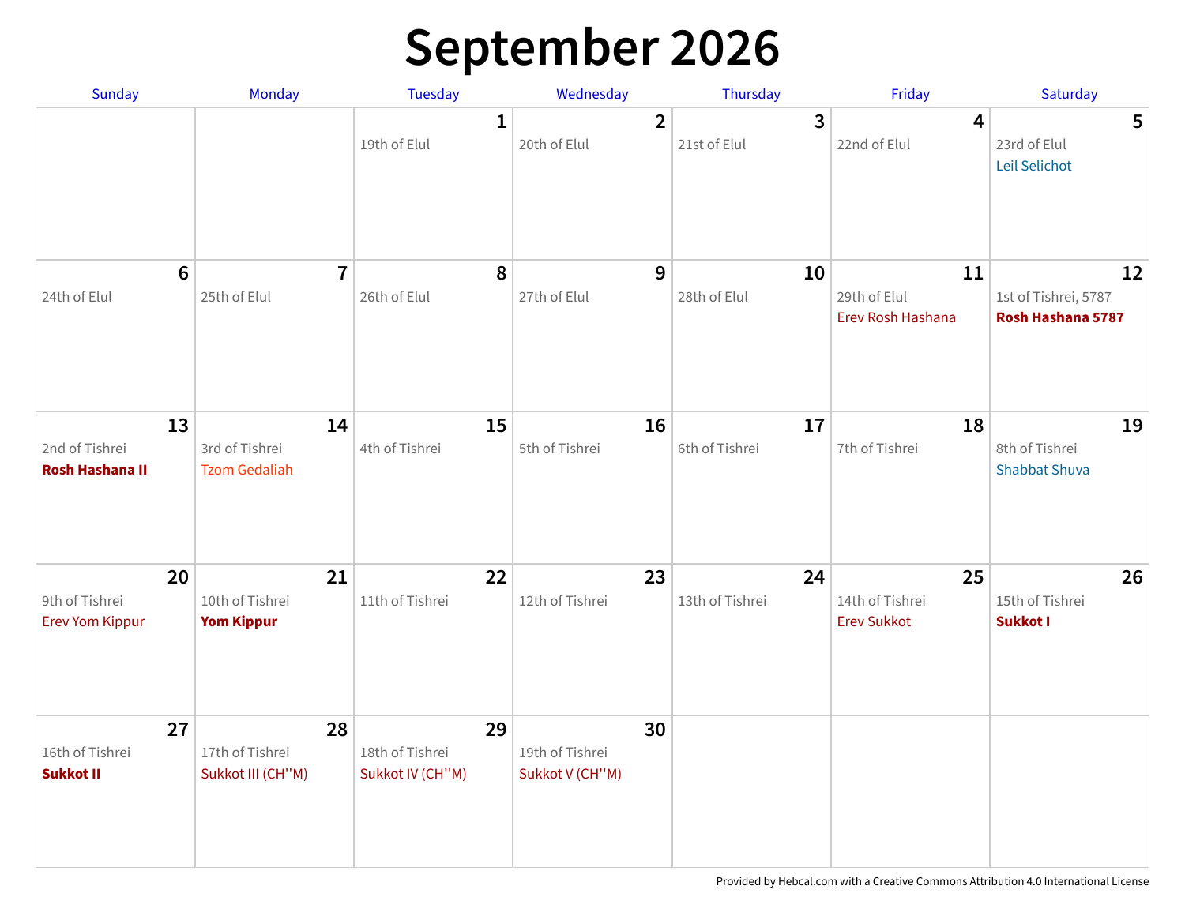# September 2026

| Sunday | Monday | Tuesday | Wednesday | Thursday | Friday | Saturday |
|---|---|---|---|---|---|---|
| | | **1** 19th of Elul | **2** 20th of Elul | **3** 21st of Elul | **4** 22nd of Elul | **5** 23rd of Elul Leil Selichot |
| **6** 24th of Elul | **7** 25th of Elul | **8** 26th of Elul | **9** 27th of Elul | **10** 28th of Elul | **11** 29th of Elul Erev Rosh Hashana | **12** 1st of Tishrei, 5787 **Rosh Hashana 5787** |
| **13** 2nd of Tishrei **Rosh Hashana II** | **14** 3rd of Tishrei Tzom Gedaliah | **15** 4th of Tishrei | **16** 5th of Tishrei | **17** 6th of Tishrei | **18** 7th of Tishrei | **19** 8th of Tishrei Shabbat Shuva |
| **20** 9th of Tishrei Erev Yom Kippur | **21** 10th of Tishrei **Yom Kippur** | **22** 11th of Tishrei | **23** 12th of Tishrei | **24** 13th of Tishrei | **25** 14th of Tishrei Erev Sukkot | **26** 15th of Tishrei **Sukkot I** |
| **27** 16th of Tishrei **Sukkot II** | **28** 17th of Tishrei Sukkot III (CH''M) | **29** 18th of Tishrei Sukkot IV (CH''M) | **30** 19th of Tishrei Sukkot V (CH''M) | | | |

Provided by Hebcal.com with a Creative Commons Attribution 4.0 International License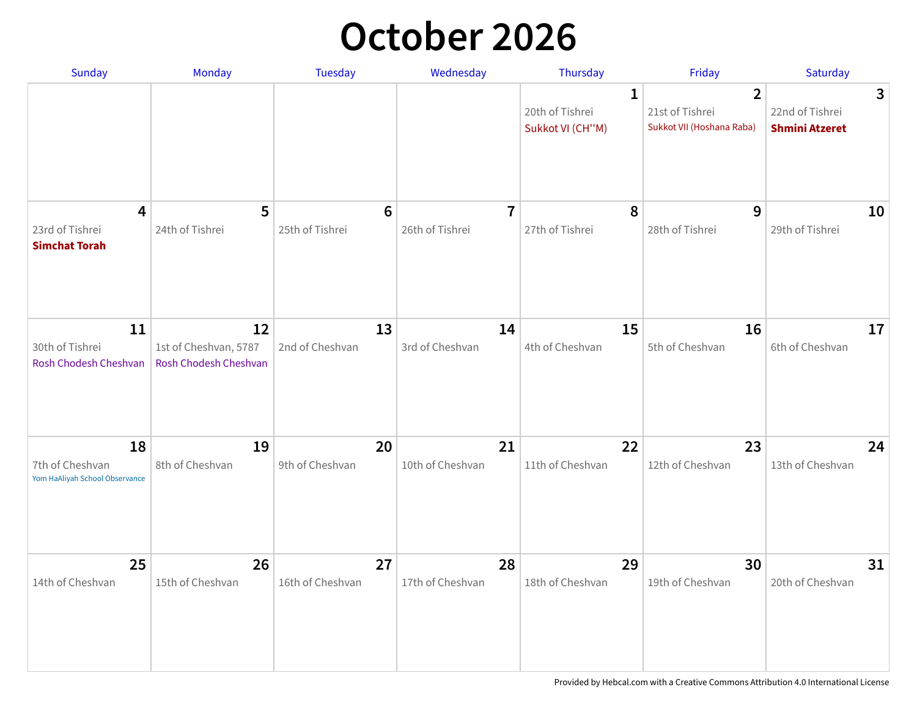# October 2026

| Sunday | Monday | Tuesday | Wednesday | Thursday | Friday | Saturday |
|---|---|---|---|---|---|---|
| | | | | **1**<br>20th of Tishrei<br>Sukkot VI (CH''M) | **2**<br>21st of Tishrei<br>Sukkot VII (Hoshana Raba) | **3**<br>22nd of Tishrei<br>**Shmini Atzeret** |
| **4**<br>23rd of Tishrei<br>**Simchat Torah** | **5**<br>24th of Tishrei | **6**<br>25th of Tishrei | **7**<br>26th of Tishrei | **8**<br>27th of Tishrei | **9**<br>28th of Tishrei | **10**<br>29th of Tishrei |
| **11**<br>30th of Tishrei<br>Rosh Chodesh Cheshvan | **12**<br>1st of Cheshvan, 5787<br>Rosh Chodesh Cheshvan | **13**<br>2nd of Cheshvan | **14**<br>3rd of Cheshvan | **15**<br>4th of Cheshvan | **16**<br>5th of Cheshvan | **17**<br>6th of Cheshvan |
| **18**<br>7th of Cheshvan<br>Yom HaAliyah School Observance | **19**<br>8th of Cheshvan | **20**<br>9th of Cheshvan | **21**<br>10th of Cheshvan | **22**<br>11th of Cheshvan | **23**<br>12th of Cheshvan | **24**<br>13th of Cheshvan |
| **25**<br>14th of Cheshvan | **26**<br>15th of Cheshvan | **27**<br>16th of Cheshvan | **28**<br>17th of Cheshvan | **29**<br>18th of Cheshvan | **30**<br>19th of Cheshvan | **31**<br>20th of Cheshvan |

Provided by Hebcal.com with a Creative Commons Attribution 4.0 International License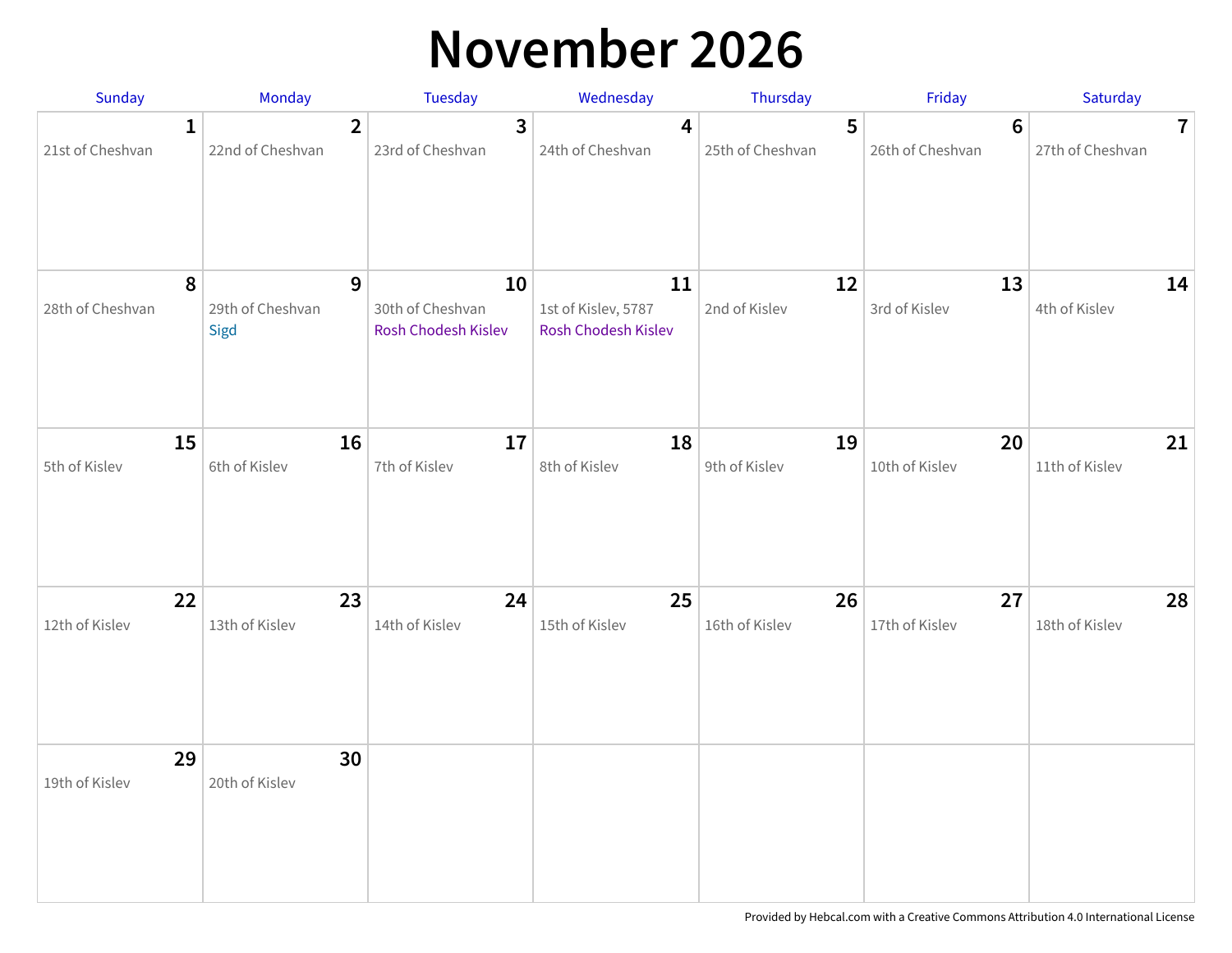# November 2026

| Sunday | Monday | Tuesday | Wednesday | Thursday | Friday | Saturday |
|---|---|---|---|---|---|---|
| 1<br>21st of Cheshvan | 2<br>22nd of Cheshvan | 3<br>23rd of Cheshvan | 4<br>24th of Cheshvan | 5<br>25th of Cheshvan | 6<br>26th of Cheshvan | 7<br>27th of Cheshvan |
| 8<br>28th of Cheshvan | 9<br>29th of Cheshvan<br>Sigd | 10<br>30th of Cheshvan<br>Rosh Chodesh Kislev | 11<br>1st of Kislev, 5787<br>Rosh Chodesh Kislev | 12<br>2nd of Kislev | 13<br>3rd of Kislev | 14<br>4th of Kislev |
| 15<br>5th of Kislev | 16<br>6th of Kislev | 17<br>7th of Kislev | 18<br>8th of Kislev | 19<br>9th of Kislev | 20<br>10th of Kislev | 21<br>11th of Kislev |
| 22<br>12th of Kislev | 23<br>13th of Kislev | 24<br>14th of Kislev | 25<br>15th of Kislev | 26<br>16th of Kislev | 27<br>17th of Kislev | 28<br>18th of Kislev |
| 29<br>19th of Kislev | 30<br>20th of Kislev | | | | | |

Provided by Hebcal.com with a Creative Commons Attribution 4.0 International License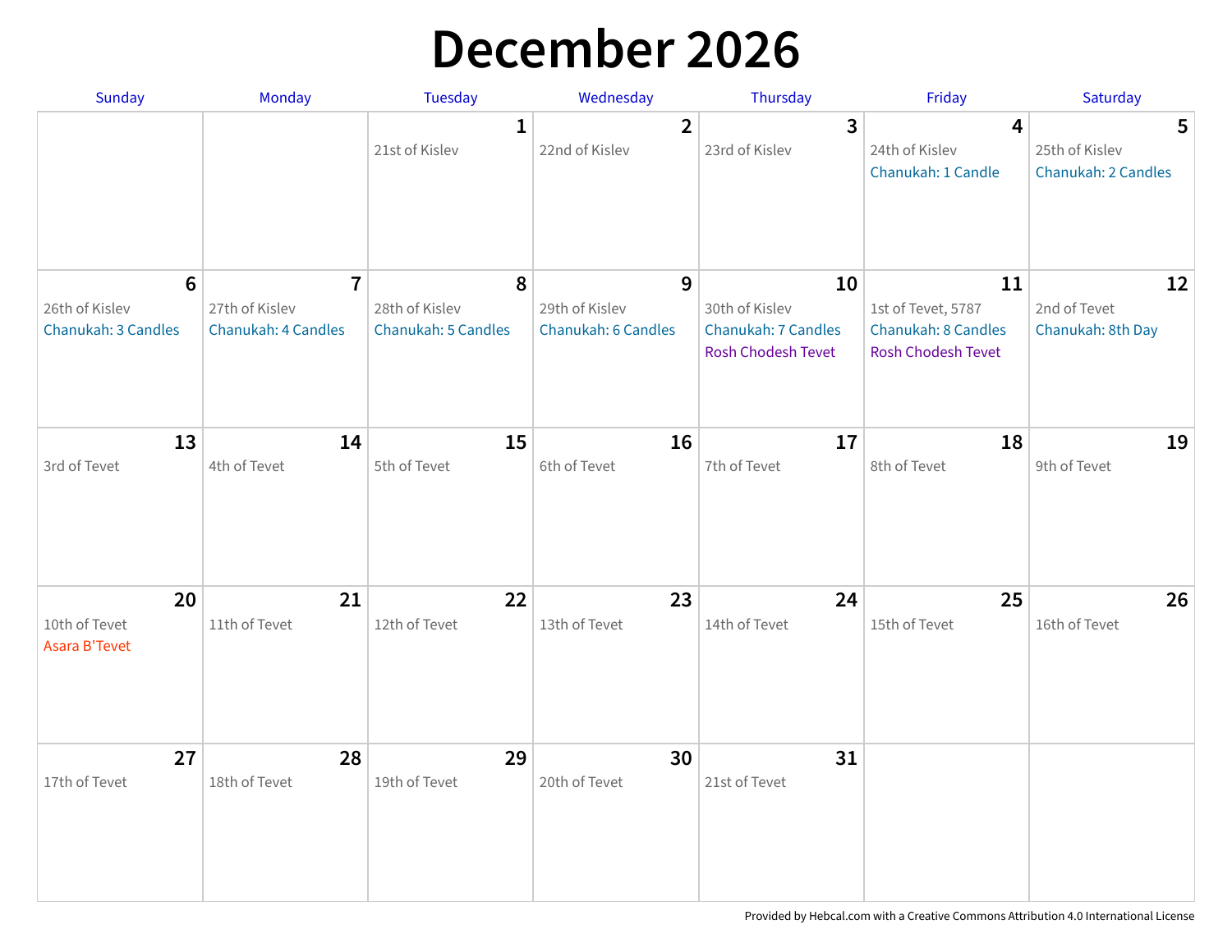# December 2026

| Sunday | Monday | Tuesday | Wednesday | Thursday | Friday | Saturday |
| --- | --- | --- | --- | --- | --- | --- |
| | | 1<br>21st of Kislev | 2<br>22nd of Kislev | 3<br>23rd of Kislev | 4<br>24th of Kislev<br>Chanukah: 1 Candle | 5<br>25th of Kislev<br>Chanukah: 2 Candles |
| 6<br>26th of Kislev<br>Chanukah: 3 Candles | 7<br>27th of Kislev<br>Chanukah: 4 Candles | 8<br>28th of Kislev<br>Chanukah: 5 Candles | 9<br>29th of Kislev<br>Chanukah: 6 Candles | 10<br>30th of Kislev<br>Chanukah: 7 Candles<br>Rosh Chodesh Tevet | 11<br>1st of Tevet, 5787<br>Chanukah: 8 Candles<br>Rosh Chodesh Tevet | 12<br>2nd of Tevet<br>Chanukah: 8th Day |
| 13<br>3rd of Tevet | 14<br>4th of Tevet | 15<br>5th of Tevet | 16<br>6th of Tevet | 17<br>7th of Tevet | 18<br>8th of Tevet | 19<br>9th of Tevet |
| 20<br>10th of Tevet<br>Asara B'Tevet | 21<br>11th of Tevet | 22<br>12th of Tevet | 23<br>13th of Tevet | 24<br>14th of Tevet | 25<br>15th of Tevet | 26<br>16th of Tevet |
| 27<br>17th of Tevet | 28<br>18th of Tevet | 29<br>19th of Tevet | 30<br>20th of Tevet | 31<br>21st of Tevet | | |

Provided by Hebcal.com with a Creative Commons Attribution 4.0 International License